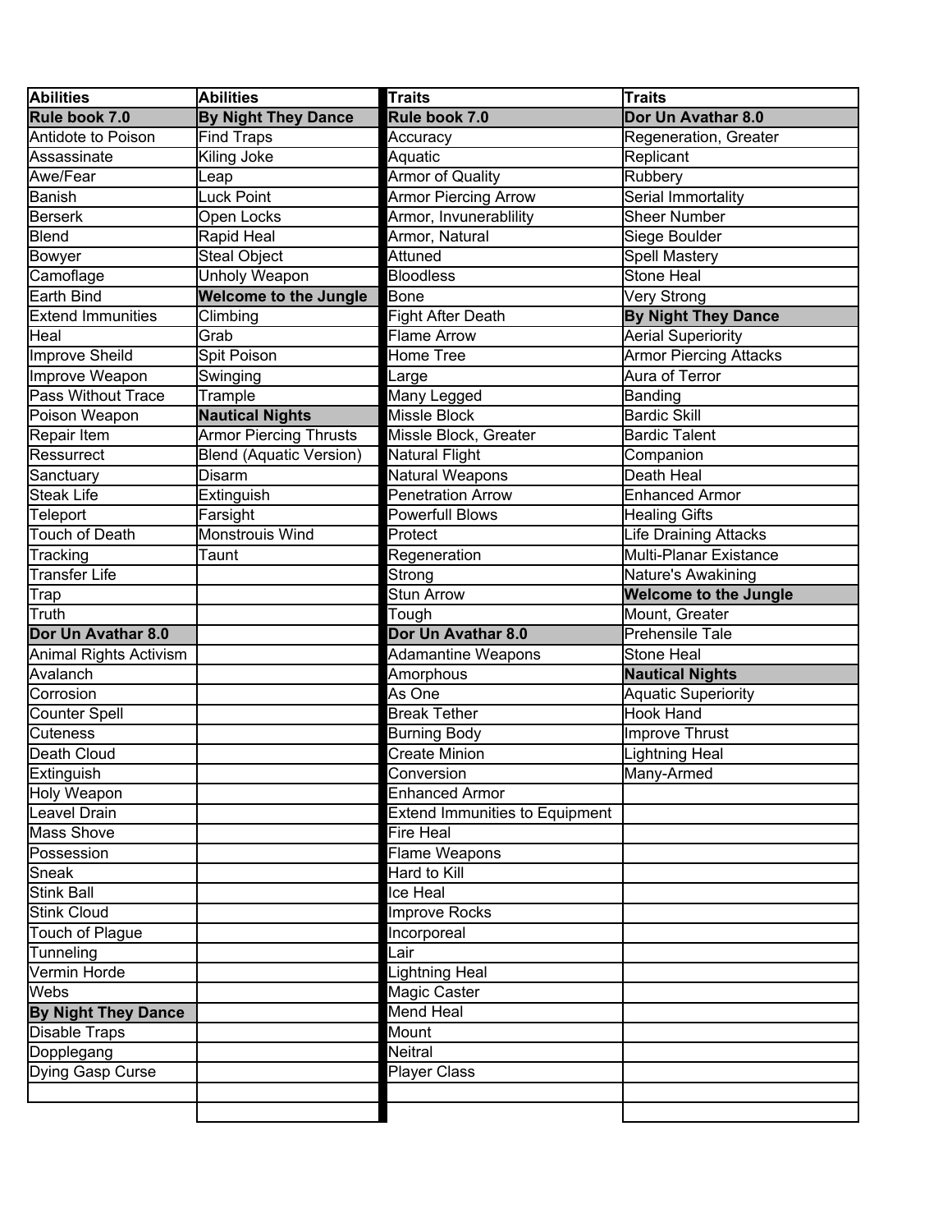| Abilities | Abilities | Traits | Traits |
|---|---|---|---|
| **Rule book 7.0** | **By Night They Dance** | **Rule book 7.0** | **Dor Un Avathar 8.0** |
| Antidote to Poison | Find Traps | Accuracy | Regeneration, Greater |
| Assassinate | Kiling Joke | Aquatic | Replicant |
| Awe/Fear | Leap | Armor of Quality | Rubbery |
| Banish | Luck Point | Armor Piercing Arrow | Serial Immortality |
| Berserk | Open Locks | Armor, Invunerablility | Sheer Number |
| Blend | Rapid Heal | Armor, Natural | Siege Boulder |
| Bowyer | Steal Object | Attuned | Spell Mastery |
| Camoflage | Unholy Weapon | Bloodless | Stone Heal |
| Earth Bind | **Welcome to the Jungle** | Bone | Very Strong |
| Extend Immunities | Climbing | Fight After Death | **By Night They Dance** |
| Heal | Grab | Flame Arrow | Aerial Superiority |
| Improve Sheild | Spit Poison | Home Tree | Armor Piercing Attacks |
| Improve Weapon | Swinging | Large | Aura of Terror |
| Pass Without Trace | Trample | Many Legged | Banding |
| Poison Weapon | **Nautical Nights** | Missle Block | Bardic Skill |
| Repair Item | Armor Piercing Thrusts | Missle Block, Greater | Bardic Talent |
| Ressurrect | Blend (Aquatic Version) | Natural Flight | Companion |
| Sanctuary | Disarm | Natural Weapons | Death Heal |
| Steak Life | Extinguish | Penetration Arrow | Enhanced Armor |
| Teleport | Farsight | Powerfull Blows | Healing Gifts |
| Touch of Death | Monstrouis Wind | Protect | Life Draining Attacks |
| Tracking | Taunt | Regeneration | Multi-Planar Existance |
| Transfer Life | | Strong | Nature's Awakining |
| Trap | | Stun Arrow | **Welcome to the Jungle** |
| Truth | | Tough | Mount, Greater |
| **Dor Un Avathar 8.0** | | **Dor Un Avathar 8.0** | Prehensile Tale |
| Animal Rights Activism | | Adamantine Weapons | Stone Heal |
| Avalanch | | Amorphous | **Nautical Nights** |
| Corrosion | | As One | Aquatic Superiority |
| Counter Spell | | Break Tether | Hook Hand |
| Cuteness | | Burning Body | Improve Thrust |
| Death Cloud | | Create Minion | Lightning Heal |
| Extinguish | | Conversion | Many-Armed |
| Holy Weapon | | Enhanced Armor | |
| Leavel Drain | | Extend Immunities to Equipment | |
| Mass Shove | | Fire Heal | |
| Possession | | Flame Weapons | |
| Sneak | | Hard to Kill | |
| Stink Ball | | Ice Heal | |
| Stink Cloud | | Improve Rocks | |
| Touch of Plague | | Incorporeal | |
| Tunneling | | Lair | |
| Vermin Horde | | Lightning Heal | |
| Webs | | Magic Caster | |
| **By Night They Dance** | | Mend Heal | |
| Disable Traps | | Mount | |
| Dopplegang | | Neitral | |
| Dying Gasp Curse | | Player Class | |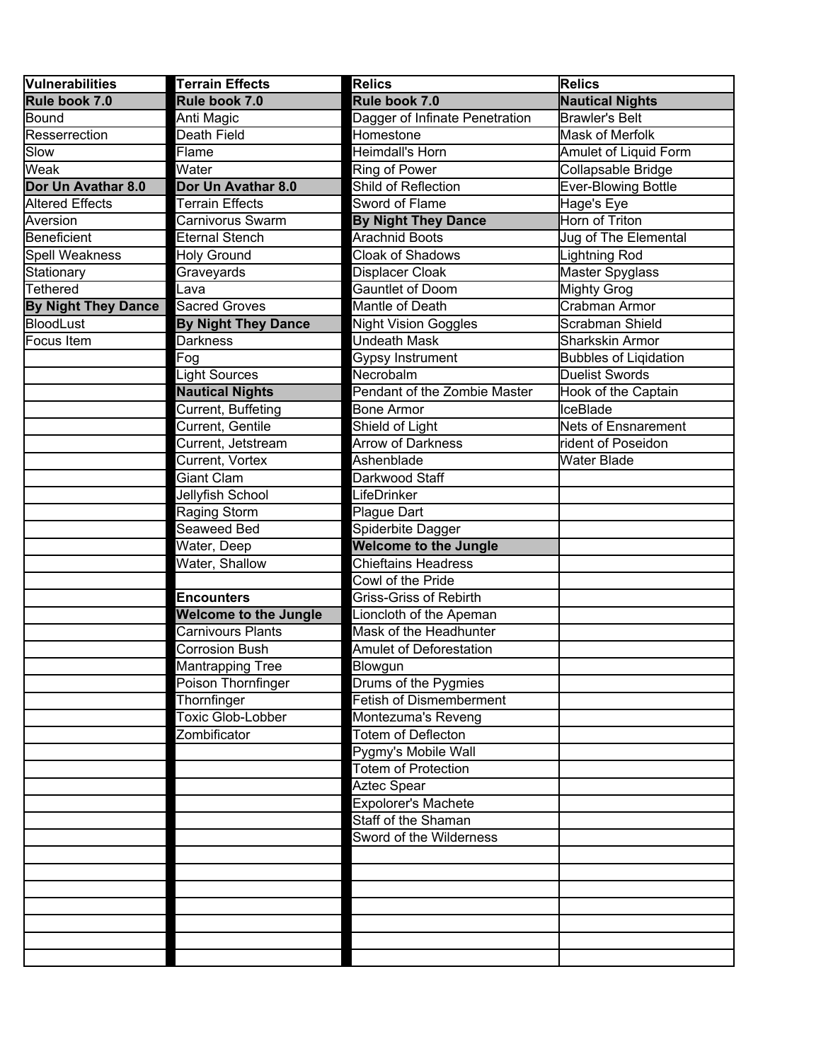| Vulnerabilities | Terrain Effects | Relics | Relics |
|---|---|---|---|
| **Rule book 7.0** | **Rule book 7.0** | **Rule book 7.0** | **Nautical Nights** |
| Bound | Anti Magic | Dagger of Infinate Penetration | Brawler's Belt |
| Resserection | Death Field | Homestone | Mask of Merfolk |
| Slow | Flame | Heimdall's Horn | Amulet of Liquid Form |
| Weak | Water | Ring of Power | Collapsable Bridge |
| **Dor Un Avathar 8.0** | **Dor Un Avathar 8.0** | Shild of Reflection | Ever-Blowing Bottle |
| Altered Effects | Terrain Effects | Sword of Flame | Hage's Eye |
| Aversion | Carnivorus Swarm | **By Night They Dance** | Horn of Triton |
| Beneficient | Eternal Stench | Arachnid Boots | Jug of The Elemental |
| Spell Weakness | Holy Ground | Cloak of Shadows | Lightning Rod |
| Stationary | Graveyards | Displacer Cloak | Master Spyglass |
| Tethered | Lava | Gauntlet of Doom | Mighty Grog |
| **By Night They Dance** | Sacred Groves | Mantle of Death | Crabman Armor |
| BloodLust | **By Night They Dance** | Night Vision Goggles | Scrabman Shield |
| Focus Item | Darkness | Undeath Mask | Sharkskin Armor |
| | Fog | Gypsy Instrument | Bubbles of Liqidation |
| | Light Sources | Necrobalm | Duelist Swords |
| | **Nautical Nights** | Pendant of the Zombie Master | Hook of the Captain |
| | Current, Buffeting | Bone Armor | IceBlade |
| | Current, Gentile | Shield of Light | Nets of Ensnarement |
| | Current, Jetstream | Arrow of Darkness | rident of Poseidon |
| | Current, Vortex | Ashenblade | Water Blade |
| | Giant Clam | Darkwood Staff | |
| | Jellyfish School | LifeDrinker | |
| | Raging Storm | Plague Dart | |
| | Seaweed Bed | Spiderbite Dagger | |
| | Water, Deep | **Welcome to the Jungle** | |
| | Water, Shallow | Chieftains Headress | |
| | | Cowl of the Pride | |
| | **Encounters** | Griss-Griss of Rebirth | |
| | **Welcome to the Jungle** | Lioncloth of the Apeman | |
| | Carnivours Plants | Mask of the Headhunter | |
| | Corrosion Bush | Amulet of Deforestation | |
| | Mantrapping Tree | Blowgun | |
| | Poison Thornfinger | Drums of the Pygmies | |
| | Thornfinger | Fetish of Dismemberment | |
| | Toxic Glob-Lobber | Montezuma's Reveng | |
| | Zombificator | Totem of Deflecton | |
| | | Pygmy's Mobile Wall | |
| | | Totem of Protection | |
| | | Aztec Spear | |
| | | Expolorer's Machete | |
| | | Staff of the Shaman | |
| | | Sword of the Wilderness | |